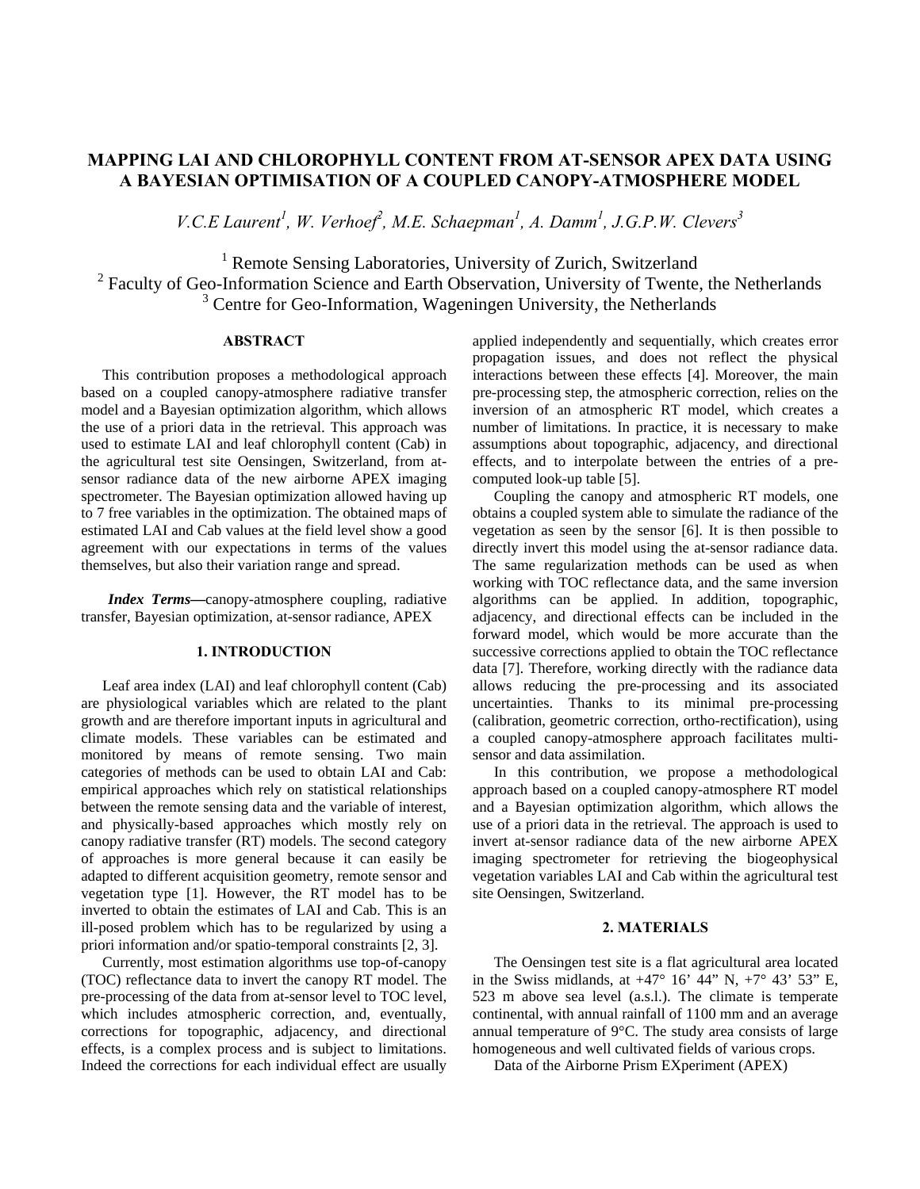# MAPPING LAI AND CHLOROPHYLL CONTENT FROM AT-SENSOR APEX DATA USING A BAYESIAN OPTIMISATION OF A COUPLED CANOPY-ATMOSPHERE MODEL

*V.C.E Laurent[1], W. Verhoef[2], M.E. Schaepman[1], A. Damm[1], J.G.P.W. Clevers[3]*

[1] Remote Sensing Laboratories, University of Zurich, Switzerland
[2] Faculty of Geo-Information Science and Earth Observation, University of Twente, the Netherlands
[3] Centre for Geo-Information, Wageningen University, the Netherlands

## ABSTRACT

This contribution proposes a methodological approach based on a coupled canopy-atmosphere radiative transfer model and a Bayesian optimization algorithm, which allows the use of a priori data in the retrieval. This approach was used to estimate LAI and leaf chlorophyll content (Cab) in the agricultural test site Oensingen, Switzerland, from at-sensor radiance data of the new airborne APEX imaging spectrometer. The Bayesian optimization allowed having up to 7 free variables in the optimization. The obtained maps of estimated LAI and Cab values at the field level show a good agreement with our expectations in terms of the values themselves, but also their variation range and spread.

***Index Terms*****—**canopy-atmosphere coupling, radiative transfer, Bayesian optimization, at-sensor radiance, APEX

## 1. INTRODUCTION

Leaf area index (LAI) and leaf chlorophyll content (Cab) are physiological variables which are related to the plant growth and are therefore important inputs in agricultural and climate models. These variables can be estimated and monitored by means of remote sensing. Two main categories of methods can be used to obtain LAI and Cab: empirical approaches which rely on statistical relationships between the remote sensing data and the variable of interest, and physically-based approaches which mostly rely on canopy radiative transfer (RT) models. The second category of approaches is more general because it can easily be adapted to different acquisition geometry, remote sensor and vegetation type [1]. However, the RT model has to be inverted to obtain the estimates of LAI and Cab. This is an ill-posed problem which has to be regularized by using a priori information and/or spatio-temporal constraints [2, 3].

Currently, most estimation algorithms use top-of-canopy (TOC) reflectance data to invert the canopy RT model. The pre-processing of the data from at-sensor level to TOC level, which includes atmospheric correction, and, eventually, corrections for topographic, adjacency, and directional effects, is a complex process and is subject to limitations. Indeed the corrections for each individual effect are usually applied independently and sequentially, which creates error propagation issues, and does not reflect the physical interactions between these effects [4]. Moreover, the main pre-processing step, the atmospheric correction, relies on the inversion of an atmospheric RT model, which creates a number of limitations. In practice, it is necessary to make assumptions about topographic, adjacency, and directional effects, and to interpolate between the entries of a pre-computed look-up table [5].

Coupling the canopy and atmospheric RT models, one obtains a coupled system able to simulate the radiance of the vegetation as seen by the sensor [6]. It is then possible to directly invert this model using the at-sensor radiance data. The same regularization methods can be used as when working with TOC reflectance data, and the same inversion algorithms can be applied. In addition, topographic, adjacency, and directional effects can be included in the forward model, which would be more accurate than the successive corrections applied to obtain the TOC reflectance data [7]. Therefore, working directly with the radiance data allows reducing the pre-processing and its associated uncertainties. Thanks to its minimal pre-processing (calibration, geometric correction, ortho-rectification), using a coupled canopy-atmosphere approach facilitates multi-sensor and data assimilation.

In this contribution, we propose a methodological approach based on a coupled canopy-atmosphere RT model and a Bayesian optimization algorithm, which allows the use of a priori data in the retrieval. The approach is used to invert at-sensor radiance data of the new airborne APEX imaging spectrometer for retrieving the biogeophysical vegetation variables LAI and Cab within the agricultural test site Oensingen, Switzerland.

## 2. MATERIALS

The Oensingen test site is a flat agricultural area located in the Swiss midlands, at +47° 16' 44" N, +7° 43' 53" E, 523 m above sea level (a.s.l.). The climate is temperate continental, with annual rainfall of 1100 mm and an average annual temperature of 9°C. The study area consists of large homogeneous and well cultivated fields of various crops.

Data of the Airborne Prism EXperiment (APEX)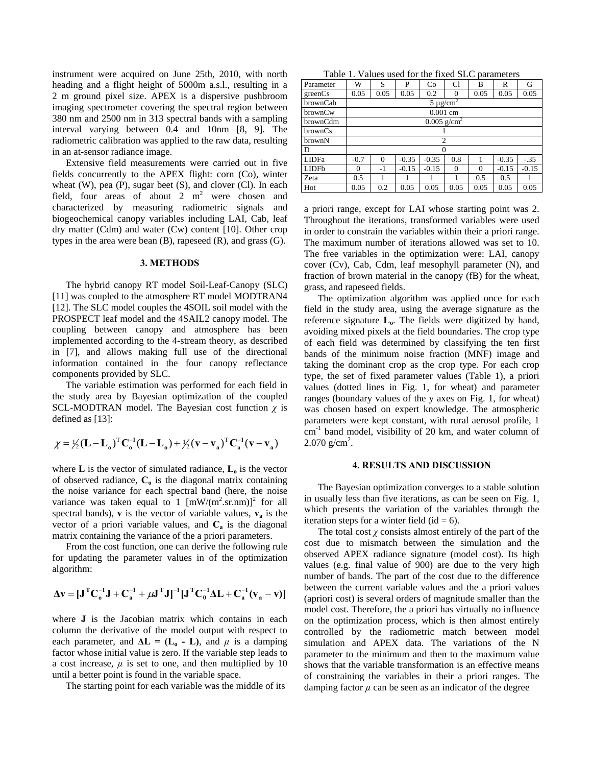instrument were acquired on June 25th, 2010, with north heading and a flight height of 5000m a.s.l., resulting in a 2 m ground pixel size. APEX is a dispersive pushbroom imaging spectrometer covering the spectral region between 380 nm and 2500 nm in 313 spectral bands with a sampling interval varying between 0.4 and 10nm [8, 9]. The radiometric calibration was applied to the raw data, resulting in an at-sensor radiance image.

Extensive field measurements were carried out in five fields concurrently to the APEX flight: corn (Co), winter wheat (W), pea (P), sugar beet (S), and clover (Cl). In each field, four areas of about 2 $m^2$ were chosen and characterized by measuring radiometric signals and biogeochemical canopy variables including LAI, Cab, leaf dry matter (Cdm) and water (Cw) content [10]. Other crop types in the area were bean (B), rapeseed (R), and grass (G).

## 3. METHODS

The hybrid canopy RT model Soil-Leaf-Canopy (SLC) [11] was coupled to the atmosphere RT model MODTRAN4 [12]. The SLC model couples the 4SOIL soil model with the PROSPECT leaf model and the 4SAIL2 canopy model. The coupling between canopy and atmosphere has been implemented according to the 4-stream theory, as described in [7], and allows making full use of the directional information contained in the four canopy reflectance components provided by SLC.

The variable estimation was performed for each field in the study area by Bayesian optimization of the coupled SCL-MODTRAN model. The Bayesian cost function $\chi$ is defined as [13]:

$$\chi = \tfrac{1}{2}(\mathbf{L}-\mathbf{L_o})^{\mathrm{T}}\mathbf{C_o^{-1}}(\mathbf{L}-\mathbf{L_o}) + \tfrac{1}{2}(\mathbf{v}-\mathbf{v_a})^{\mathrm{T}}\mathbf{C_a^{-1}}(\mathbf{v}-\mathbf{v_a})$$

where $\mathbf{L}$ is the vector of simulated radiance, $\mathbf{L_o}$ is the vector of observed radiance, $\mathbf{C_o}$ is the diagonal matrix containing the noise variance for each spectral band (here, the noise variance was taken equal to 1 $[\mathrm{mW/(m^2.sr.nm)}]^2$ for all spectral bands), $\mathbf{v}$ is the vector of variable values, $\mathbf{v_a}$ is the vector of a priori variable values, and $\mathbf{C_a}$ is the diagonal matrix containing the variance of the a priori parameters.

From the cost function, one can derive the following rule for updating the parameter values in of the optimization algorithm:

$$\Delta\mathbf{v} = [\mathbf{J^T C_o^{-1} J} + \mathbf{C_a^{-1}} + \mu\mathbf{J^T J}]^{-1}[\mathbf{J^T C_0^{-1}}\Delta\mathbf{L} + \mathbf{C_a^{-1}}(\mathbf{v_a}-\mathbf{v})]$$

where $\mathbf{J}$ is the Jacobian matrix which contains in each column the derivative of the model output with respect to each parameter, and $\Delta\mathbf{L} = (\mathbf{L_o} - \mathbf{L})$, and $\mu$ is a damping factor whose initial value is zero. If the variable step leads to a cost increase, $\mu$ is set to one, and then multiplied by 10 until a better point is found in the variable space.

The starting point for each variable was the middle of its a priori range, except for LAI whose starting point was 2. Throughout the iterations, transformed variables were used in order to constrain the variables within their a priori range. The maximum number of iterations allowed was set to 10. The free variables in the optimization were: LAI, canopy cover (Cv), Cab, Cdm, leaf mesophyll parameter (N), and fraction of brown material in the canopy (fB) for the wheat, grass, and rapeseed fields.

Table 1. Values used for the fixed SLC parameters

| Parameter | W | S | P | Co | Cl | B | R | G |
|---|---|---|---|---|---|---|---|---|
| greenCs | 0.05 | 0.05 | 0.05 | 0.2 | 0 | 0.05 | 0.05 | 0.05 |
| brownCab | 5 µg/cm$^2$ | | | | | | | |
| brownCw | 0.001 cm | | | | | | | |
| brownCdm | 0.005 g/cm$^2$ | | | | | | | |
| brownCs | 1 | | | | | | | |
| brownN | 2 | | | | | | | |
| D | 0 | | | | | | | |
| LIDFa | -0.7 | 0 | -0.35 | -0.35 | 0.8 | 1 | -0.35 | -.35 |
| LIDFb | 0 | -1 | -0.15 | -0.15 | 0 | 0 | -0.15 | -0.15 |
| Zeta | 0.5 | 1 | 1 | 1 | 1 | 0.5 | 0.5 | 1 |
| Hot | 0.05 | 0.2 | 0.05 | 0.05 | 0.05 | 0.05 | 0.05 | 0.05 |

The optimization algorithm was applied once for each field in the study area, using the average signature as the reference signature $\mathbf{L_o}$. The fields were digitized by hand, avoiding mixed pixels at the field boundaries. The crop type of each field was determined by classifying the ten first bands of the minimum noise fraction (MNF) image and taking the dominant crop as the crop type. For each crop type, the set of fixed parameter values (Table 1), a priori values (dotted lines in Fig. 1, for wheat) and parameter ranges (boundary values of the y axes on Fig. 1, for wheat) was chosen based on expert knowledge. The atmospheric parameters were kept constant, with rural aerosol profile, 1 $\mathrm{cm^{-1}}$ band model, visibility of 20 km, and water column of 2.070 g/cm$^2$.

## 4. RESULTS AND DISCUSSION

The Bayesian optimization converges to a stable solution in usually less than five iterations, as can be seen on Fig. 1, which presents the variation of the variables through the iteration steps for a winter field (id = 6).

The total cost $\chi$ consists almost entirely of the part of the cost due to mismatch between the simulation and the observed APEX radiance signature (model cost). Its high values (e.g. final value of 900) are due to the very high number of bands. The part of the cost due to the difference between the current variable values and the a priori values (apriori cost) is several orders of magnitude smaller than the model cost. Therefore, the a priori has virtually no influence on the optimization process, which is then almost entirely controlled by the radiometric match between model simulation and APEX data. The variations of the N parameter to the minimum and then to the maximum value shows that the variable transformation is an effective means of constraining the variables in their a priori ranges. The damping factor $\mu$ can be seen as an indicator of the degree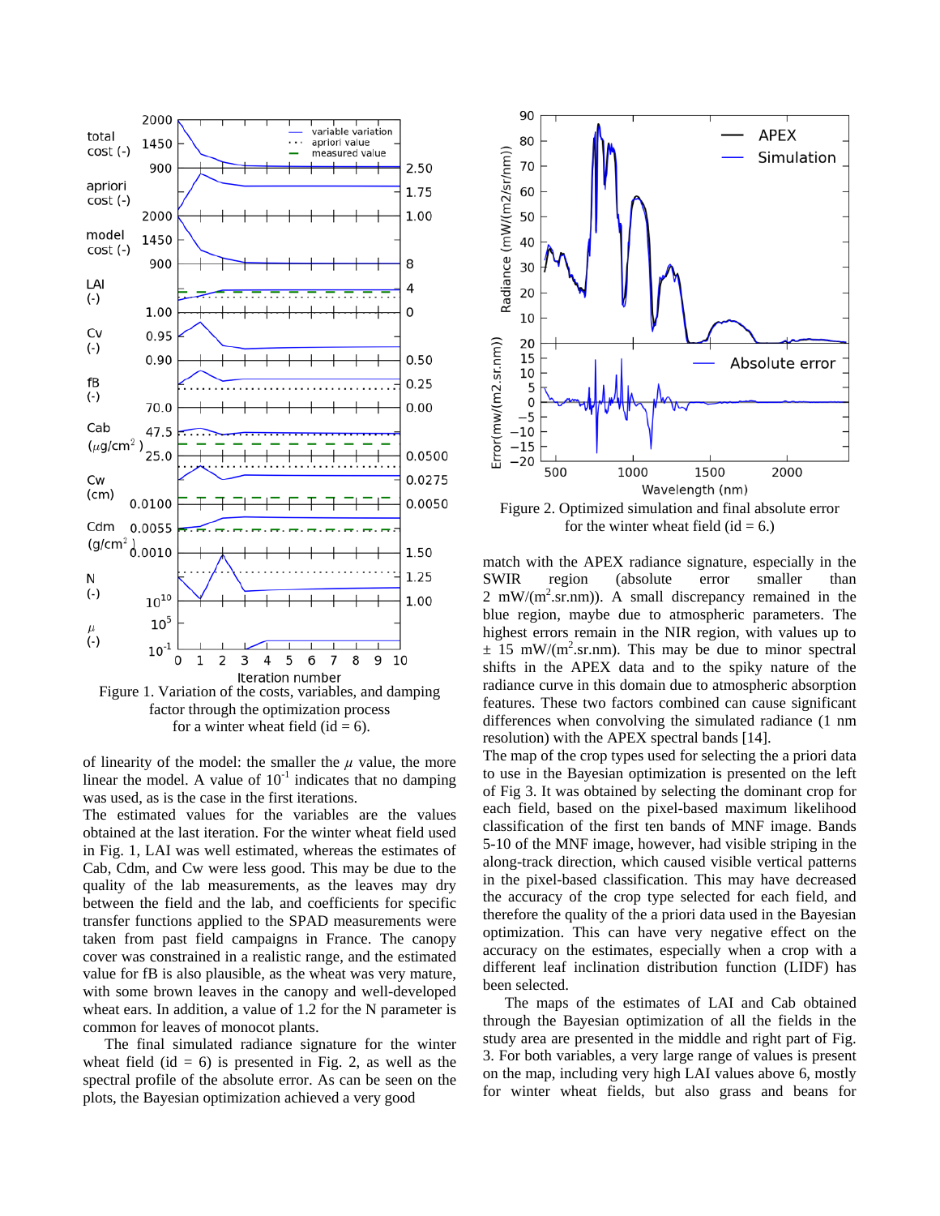Figure 1. Variation of the costs, variables, and damping factor through the optimization process for a winter wheat field (id = 6).

of linearity of the model: the smaller the $\mu$ value, the more linear the model. A value of $10^{-1}$ indicates that no damping was used, as is the case in the first iterations.

The estimated values for the variables are the values obtained at the last iteration. For the winter wheat field used in Fig. 1, LAI was well estimated, whereas the estimates of Cab, Cdm, and Cw were less good. This may be due to the quality of the lab measurements, as the leaves may dry between the field and the lab, and coefficients for specific transfer functions applied to the SPAD measurements were taken from past field campaigns in France. The canopy cover was constrained in a realistic range, and the estimated value for fB is also plausible, as the wheat was very mature, with some brown leaves in the canopy and well-developed wheat ears. In addition, a value of 1.2 for the N parameter is common for leaves of monocot plants.

The final simulated radiance signature for the winter wheat field (id = 6) is presented in Fig. 2, as well as the spectral profile of the absolute error. As can be seen on the plots, the Bayesian optimization achieved a very good match with the APEX radiance signature, especially in the SWIR region (absolute error smaller than 2 mW/(m$^2$.sr.nm)). A small discrepancy remained in the blue region, maybe due to atmospheric parameters. The highest errors remain in the NIR region, with values up to $\pm$ 15 mW/(m$^2$.sr.nm). This may be due to minor spectral shifts in the APEX data and to the spiky nature of the radiance curve in this domain due to atmospheric absorption features. These two factors combined can cause significant differences when convolving the simulated radiance (1 nm resolution) with the APEX spectral bands [14].

Figure 2. Optimized simulation and final absolute error for the winter wheat field (id = 6.)

The map of the crop types used for selecting the a priori data to use in the Bayesian optimization is presented on the left of Fig 3. It was obtained by selecting the dominant crop for each field, based on the pixel-based maximum likelihood classification of the first ten bands of MNF image. Bands 5-10 of the MNF image, however, had visible striping in the along-track direction, which caused visible vertical patterns in the pixel-based classification. This may have decreased the accuracy of the crop type selected for each field, and therefore the quality of the a priori data used in the Bayesian optimization. This can have very negative effect on the accuracy on the estimates, especially when a crop with a different leaf inclination distribution function (LIDF) has been selected.

The maps of the estimates of LAI and Cab obtained through the Bayesian optimization of all the fields in the study area are presented in the middle and right part of Fig. 3. For both variables, a very large range of values is present on the map, including very high LAI values above 6, mostly for winter wheat fields, but also grass and beans for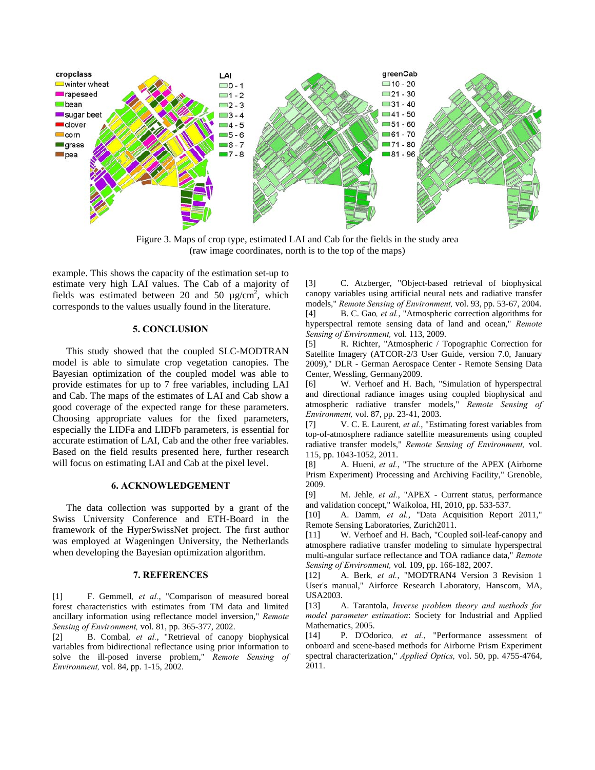cropclass
winter wheat
rapeseed
bean
sugar beet
clover
corn
grass
pea

LAI
0 - 1
1 - 2
2 - 3
3 - 4
4 - 5
5 - 6
6 - 7
7 - 8

greenCab
10 - 20
21 - 30
31 - 40
41 - 50
51 - 60
61 - 70
71 - 80
81 - 96

Figure 3. Maps of crop type, estimated LAI and Cab for the fields in the study area (raw image coordinates, north is to the top of the maps)

example. This shows the capacity of the estimation set-up to estimate very high LAI values. The Cab of a majority of fields was estimated between 20 and 50 µg/cm$^2$, which corresponds to the values usually found in the literature.

## 5. CONCLUSION

This study showed that the coupled SLC-MODTRAN model is able to simulate crop vegetation canopies. The Bayesian optimization of the coupled model was able to provide estimates for up to 7 free variables, including LAI and Cab. The maps of the estimates of LAI and Cab show a good coverage of the expected range for these parameters. Choosing appropriate values for the fixed parameters, especially the LIDFa and LIDFb parameters, is essential for accurate estimation of LAI, Cab and the other free variables. Based on the field results presented here, further research will focus on estimating LAI and Cab at the pixel level.

## 6. ACKNOWLEDGEMENT

The data collection was supported by a grant of the Swiss University Conference and ETH-Board in the framework of the HyperSwissNet project. The first author was employed at Wageningen University, the Netherlands when developing the Bayesian optimization algorithm.

## 7. REFERENCES

[1] F. Gemmell*, et al.*, "Comparison of measured boreal forest characteristics with estimates from TM data and limited ancillary information using reflectance model inversion," *Remote Sensing of Environment,* vol. 81, pp. 365-377, 2002.

[2] B. Combal*, et al.*, "Retrieval of canopy biophysical variables from bidirectional reflectance using prior information to solve the ill-posed inverse problem," *Remote Sensing of Environment,* vol. 84, pp. 1-15, 2002.

[3] C. Atzberger, "Object-based retrieval of biophysical canopy variables using artificial neural nets and radiative transfer models," *Remote Sensing of Environment,* vol. 93, pp. 53-67, 2004.

[4] B. C. Gao*, et al.*, "Atmospheric correction algorithms for hyperspectral remote sensing data of land and ocean," *Remote Sensing of Environment,* vol. 113, 2009.

[5] R. Richter, "Atmospheric / Topographic Correction for Satellite Imagery (ATCOR-2/3 User Guide, version 7.0, January 2009)," DLR - German Aerospace Center - Remote Sensing Data Center, Wessling, Germany2009.

[6] W. Verhoef and H. Bach, "Simulation of hyperspectral and directional radiance images using coupled biophysical and atmospheric radiative transfer models," *Remote Sensing of Environment,* vol. 87, pp. 23-41, 2003.

[7] V. C. E. Laurent*, et al.*, "Estimating forest variables from top-of-atmosphere radiance satellite measurements using coupled radiative transfer models," *Remote Sensing of Environment,* vol. 115, pp. 1043-1052, 2011.

[8] A. Hueni*, et al.*, "The structure of the APEX (Airborne Prism Experiment) Processing and Archiving Facility," Grenoble, 2009.

[9] M. Jehle*, et al.*, "APEX - Current status, performance and validation concept," Waikoloa, HI, 2010, pp. 533-537.

[10] A. Damm*, et al.*, "Data Acquisition Report 2011," Remote Sensing Laboratories, Zurich2011.

[11] W. Verhoef and H. Bach, "Coupled soil-leaf-canopy and atmosphere radiative transfer modeling to simulate hyperspectral multi-angular surface reflectance and TOA radiance data," *Remote Sensing of Environment,* vol. 109, pp. 166-182, 2007.

[12] A. Berk*, et al.*, "MODTRAN4 Version 3 Revision 1 User's manual," Airforce Research Laboratory, Hanscom, MA, USA2003.

[13] A. Tarantola, *Inverse problem theory and methods for model parameter estimation*: Society for Industrial and Applied Mathematics, 2005.

[14] P. D'Odorico*, et al.*, "Performance assessment of onboard and scene-based methods for Airborne Prism Experiment spectral characterization," *Applied Optics,* vol. 50, pp. 4755-4764, 2011.